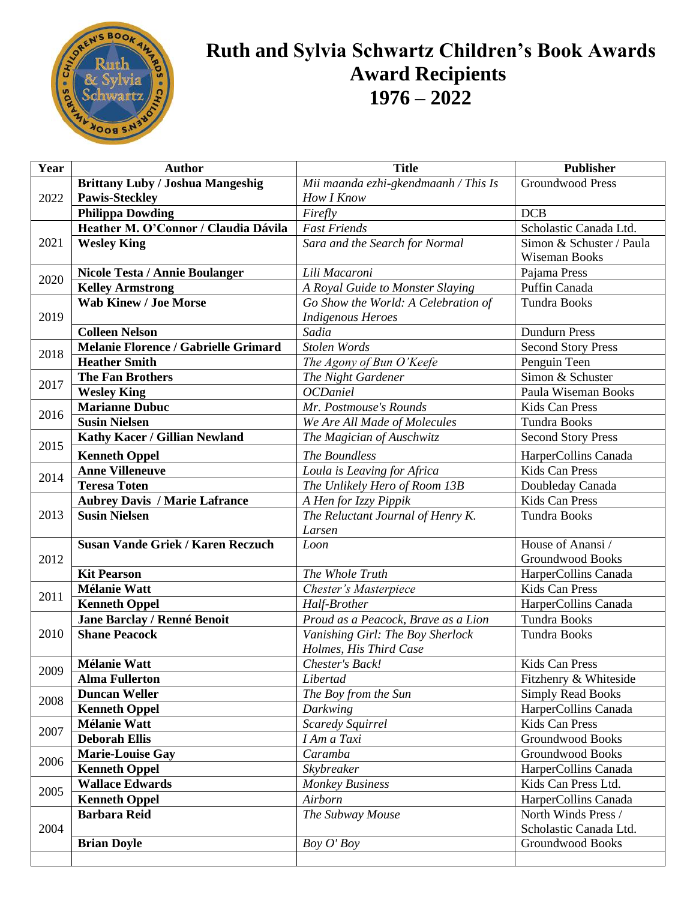# Ruth and Sylvia Schwartz Children's Book Awards Award Recipients 1976 – 2022

| Year | Author | Title | Publisher |
|---|---|---|---|
| 2022 | **Brittany Luby / Joshua Mangeshig Pawis-Steckley** | *Mii maanda ezhi-gkendmaanh / This Is How I Know* | Groundwood Press |
| | **Philippa Dowding** | *Firefly* | DCB |
| 2021 | **Heather M. O'Connor / Claudia Dávila** | *Fast Friends* | Scholastic Canada Ltd. |
| | **Wesley King** | *Sara and the Search for Normal* | Simon & Schuster / Paula Wiseman Books |
| 2020 | **Nicole Testa / Annie Boulanger** | *Lili Macaroni* | Pajama Press |
| | **Kelley Armstrong** | *A Royal Guide to Monster Slaying* | Puffin Canada |
| 2019 | **Wab Kinew / Joe Morse** | *Go Show the World: A Celebration of Indigenous Heroes* | Tundra Books |
| | **Colleen Nelson** | *Sadia* | Dundurn Press |
| 2018 | **Melanie Florence / Gabrielle Grimard** | *Stolen Words* | Second Story Press |
| | **Heather Smith** | *The Agony of Bun O'Keefe* | Penguin Teen |
| 2017 | **The Fan Brothers** | *The Night Gardener* | Simon & Schuster |
| | **Wesley King** | *OCDaniel* | Paula Wiseman Books |
| 2016 | **Marianne Dubuc** | *Mr. Postmouse's Rounds* | Kids Can Press |
| | **Susin Nielsen** | *We Are All Made of Molecules* | Tundra Books |
| 2015 | **Kathy Kacer / Gillian Newland** | *The Magician of Auschwitz* | Second Story Press |
| | **Kenneth Oppel** | *The Boundless* | HarperCollins Canada |
| 2014 | **Anne Villeneuve** | *Loula is Leaving for Africa* | Kids Can Press |
| | **Teresa Toten** | *The Unlikely Hero of Room 13B* | Doubleday Canada |
| 2013 | **Aubrey Davis / Marie Lafrance** | *A Hen for Izzy Pippik* | Kids Can Press |
| | **Susin Nielsen** | *The Reluctant Journal of Henry K. Larsen* | Tundra Books |
| 2012 | **Susan Vande Griek / Karen Reczuch** | *Loon* | House of Anansi / Groundwood Books |
| | **Kit Pearson** | *The Whole Truth* | HarperCollins Canada |
| 2011 | **Mélanie Watt** | *Chester's Masterpiece* | Kids Can Press |
| | **Kenneth Oppel** | *Half-Brother* | HarperCollins Canada |
| 2010 | **Jane Barclay / Renné Benoit** | *Proud as a Peacock, Brave as a Lion* | Tundra Books |
| | **Shane Peacock** | *Vanishing Girl: The Boy Sherlock Holmes, His Third Case* | Tundra Books |
| 2009 | **Mélanie Watt** | *Chester's Back!* | Kids Can Press |
| | **Alma Fullerton** | *Libertad* | Fitzhenry & Whiteside |
| 2008 | **Duncan Weller** | *The Boy from the Sun* | Simply Read Books |
| | **Kenneth Oppel** | *Darkwing* | HarperCollins Canada |
| 2007 | **Mélanie Watt** | *Scaredy Squirrel* | Kids Can Press |
| | **Deborah Ellis** | *I Am a Taxi* | Groundwood Books |
| 2006 | **Marie-Louise Gay** | *Caramba* | Groundwood Books |
| | **Kenneth Oppel** | *Skybreaker* | HarperCollins Canada |
| 2005 | **Wallace Edwards** | *Monkey Business* | Kids Can Press Ltd. |
| | **Kenneth Oppel** | *Airborn* | HarperCollins Canada |
| 2004 | **Barbara Reid** | *The Subway Mouse* | North Winds Press / Scholastic Canada Ltd. |
| | **Brian Doyle** | *Boy O' Boy* | Groundwood Books |
| | | | |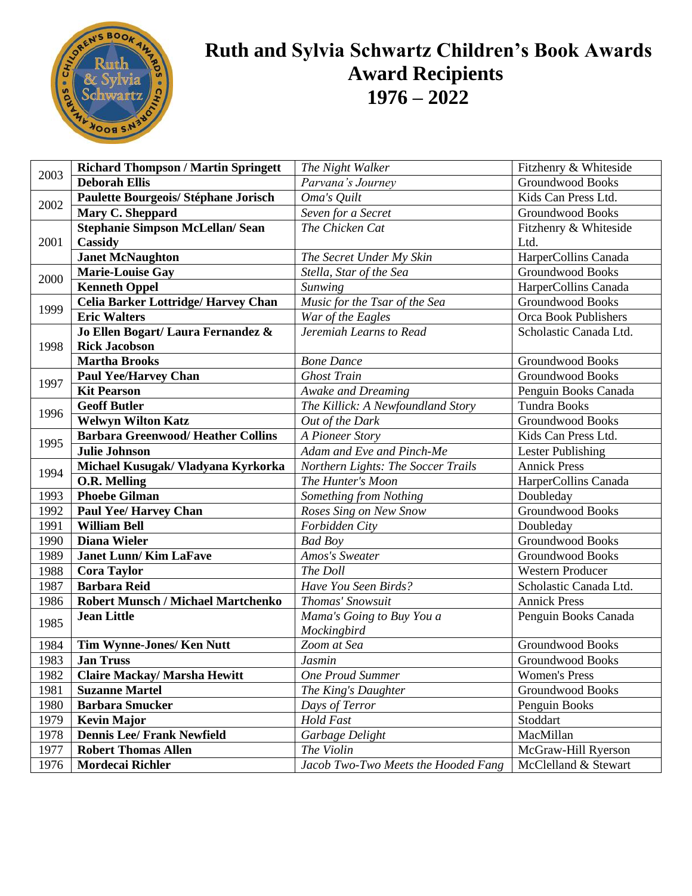# Ruth and Sylvia Schwartz Children's Book Awards Award Recipients 1976 – 2022

| | | | |
|---|---|---|---|
| 2003 | **Richard Thompson / Martin Springett** | *The Night Walker* | Fitzhenry & Whiteside |
| | **Deborah Ellis** | *Parvana's Journey* | Groundwood Books |
| 2002 | **Paulette Bourgeois/ Stéphane Jorisch** | *Oma's Quilt* | Kids Can Press Ltd. |
| | **Mary C. Sheppard** | *Seven for a Secret* | Groundwood Books |
| 2001 | **Stephanie Simpson McLellan/ Sean Cassidy** | *The Chicken Cat* | Fitzhenry & Whiteside Ltd. |
| | **Janet McNaughton** | *The Secret Under My Skin* | HarperCollins Canada |
| 2000 | **Marie-Louise Gay** | *Stella, Star of the Sea* | Groundwood Books |
| | **Kenneth Oppel** | *Sunwing* | HarperCollins Canada |
| 1999 | **Celia Barker Lottridge/ Harvey Chan** | *Music for the Tsar of the Sea* | Groundwood Books |
| | **Eric Walters** | *War of the Eagles* | Orca Book Publishers |
| 1998 | **Jo Ellen Bogart/ Laura Fernandez & Rick Jacobson** | *Jeremiah Learns to Read* | Scholastic Canada Ltd. |
| | **Martha Brooks** | *Bone Dance* | Groundwood Books |
| 1997 | **Paul Yee/Harvey Chan** | *Ghost Train* | Groundwood Books |
| | **Kit Pearson** | *Awake and Dreaming* | Penguin Books Canada |
| 1996 | **Geoff Butler** | *The Killick: A Newfoundland Story* | Tundra Books |
| | **Welwyn Wilton Katz** | *Out of the Dark* | Groundwood Books |
| 1995 | **Barbara Greenwood/ Heather Collins** | *A Pioneer Story* | Kids Can Press Ltd. |
| | **Julie Johnson** | *Adam and Eve and Pinch-Me* | Lester Publishing |
| 1994 | **Michael Kusugak/ Vladyana Kyrkorka** | *Northern Lights: The Soccer Trails* | Annick Press |
| | **O.R. Melling** | *The Hunter's Moon* | HarperCollins Canada |
| 1993 | **Phoebe Gilman** | *Something from Nothing* | Doubleday |
| 1992 | **Paul Yee/ Harvey Chan** | *Roses Sing on New Snow* | Groundwood Books |
| 1991 | **William Bell** | *Forbidden City* | Doubleday |
| 1990 | **Diana Wieler** | *Bad Boy* | Groundwood Books |
| 1989 | **Janet Lunn/ Kim LaFave** | *Amos's Sweater* | Groundwood Books |
| 1988 | **Cora Taylor** | *The Doll* | Western Producer |
| 1987 | **Barbara Reid** | *Have You Seen Birds?* | Scholastic Canada Ltd. |
| 1986 | **Robert Munsch / Michael Martchenko** | *Thomas' Snowsuit* | Annick Press |
| 1985 | **Jean Little** | *Mama's Going to Buy You a Mockingbird* | Penguin Books Canada |
| 1984 | **Tim Wynne-Jones/ Ken Nutt** | *Zoom at Sea* | Groundwood Books |
| 1983 | **Jan Truss** | *Jasmin* | Groundwood Books |
| 1982 | **Claire Mackay/ Marsha Hewitt** | *One Proud Summer* | Women's Press |
| 1981 | **Suzanne Martel** | *The King's Daughter* | Groundwood Books |
| 1980 | **Barbara Smucker** | *Days of Terror* | Penguin Books |
| 1979 | **Kevin Major** | *Hold Fast* | Stoddart |
| 1978 | **Dennis Lee/ Frank Newfield** | *Garbage Delight* | MacMillan |
| 1977 | **Robert Thomas Allen** | *The Violin* | McGraw-Hill Ryerson |
| 1976 | **Mordecai Richler** | *Jacob Two-Two Meets the Hooded Fang* | McClelland & Stewart |